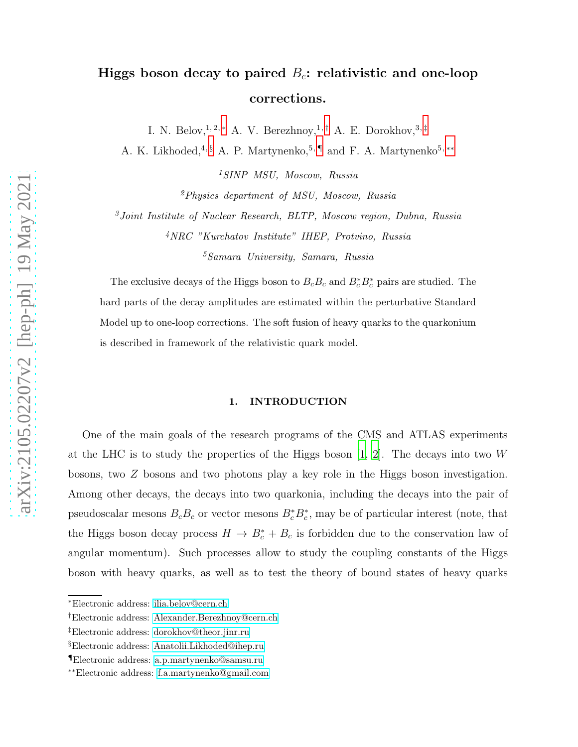# Higgs boson decay to paired $B_c$: relativistic and one-loop corrections.

I. N. Belov,[1,2,*] A. V. Berezhnoy,[1,†] A. E. Dorokhov,[3,‡] A. K. Likhoded,[4,§] A. P. Martynenko,[5,¶] and F. A. Martynenko[5,**]

[1] *SINP MSU, Moscow, Russia*

[2] *Physics department of MSU, Moscow, Russia*

[3] *Joint Institute of Nuclear Research, BLTP, Moscow region, Dubna, Russia*

[4] *NRC "Kurchatov Institute" IHEP, Protvino, Russia*

[5] *Samara University, Samara, Russia*

The exclusive decays of the Higgs boson to $B_cB_c$ and $B_c^*B_c^*$ pairs are studied. The hard parts of the decay amplitudes are estimated within the perturbative Standard Model up to one-loop corrections. The soft fusion of heavy quarks to the quarkonium is described in framework of the relativistic quark model.

## 1. INTRODUCTION

One of the main goals of the research programs of the CMS and ATLAS experiments at the LHC is to study the properties of the Higgs boson [1, 2]. The decays into two $W$ bosons, two $Z$ bosons and two photons play a key role in the Higgs boson investigation. Among other decays, the decays into two quarkonia, including the decays into the pair of pseudoscalar mesons $B_cB_c$ or vector mesons $B_c^*B_c^*$, may be of particular interest (note, that the Higgs boson decay process $H \to B_c^* + B_c$ is forbidden due to the conservation law of angular momentum). Such processes allow to study the coupling constants of the Higgs boson with heavy quarks, as well as to test the theory of bound states of heavy quarks

---

*Electronic address: ilia.belov@cern.ch

†Electronic address: Alexander.Berezhnoy@cern.ch

‡Electronic address: dorokhov@theor.jinr.ru

§Electronic address: Anatolii.Likhoded@ihep.ru

¶Electronic address: a.p.martynenko@samsu.ru

**Electronic address: f.a.martynenko@gmail.com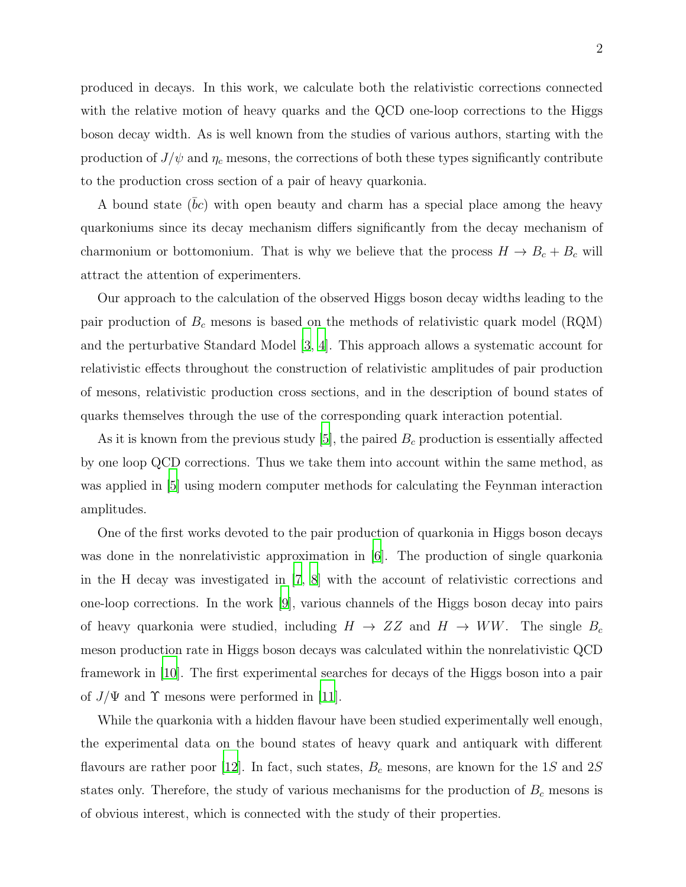produced in decays. In this work, we calculate both the relativistic corrections connected with the relative motion of heavy quarks and the QCD one-loop corrections to the Higgs boson decay width. As is well known from the studies of various authors, starting with the production of $J/\psi$ and $\eta_c$ mesons, the corrections of both these types significantly contribute to the production cross section of a pair of heavy quarkonia.

A bound state $(\bar{b}c)$ with open beauty and charm has a special place among the heavy quarkoniums since its decay mechanism differs significantly from the decay mechanism of charmonium or bottomonium. That is why we believe that the process $H \to B_c + B_c$ will attract the attention of experimenters.

Our approach to the calculation of the observed Higgs boson decay widths leading to the pair production of $B_c$ mesons is based on the methods of relativistic quark model (RQM) and the perturbative Standard Model [3, 4]. This approach allows a systematic account for relativistic effects throughout the construction of relativistic amplitudes of pair production of mesons, relativistic production cross sections, and in the description of bound states of quarks themselves through the use of the corresponding quark interaction potential.

As it is known from the previous study [5], the paired $B_c$ production is essentially affected by one loop QCD corrections. Thus we take them into account within the same method, as was applied in [5] using modern computer methods for calculating the Feynman interaction amplitudes.

One of the first works devoted to the pair production of quarkonia in Higgs boson decays was done in the nonrelativistic approximation in [6]. The production of single quarkonia in the H decay was investigated in [7, 8] with the account of relativistic corrections and one-loop corrections. In the work [9], various channels of the Higgs boson decay into pairs of heavy quarkonia were studied, including $H \to ZZ$ and $H \to WW$. The single $B_c$ meson production rate in Higgs boson decays was calculated within the nonrelativistic QCD framework in [10]. The first experimental searches for decays of the Higgs boson into a pair of $J/\Psi$ and $\Upsilon$ mesons were performed in [11].

While the quarkonia with a hidden flavour have been studied experimentally well enough, the experimental data on the bound states of heavy quark and antiquark with different flavours are rather poor [12]. In fact, such states, $B_c$ mesons, are known for the $1S$ and $2S$ states only. Therefore, the study of various mechanisms for the production of $B_c$ mesons is of obvious interest, which is connected with the study of their properties.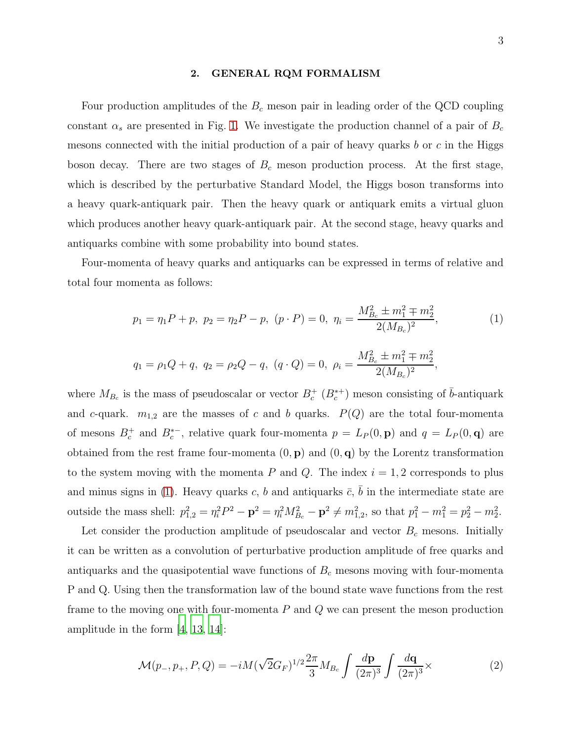## 2. GENERAL RQM FORMALISM

Four production amplitudes of the $B_c$ meson pair in leading order of the QCD coupling constant $\alpha_s$ are presented in Fig. 1. We investigate the production channel of a pair of $B_c$ mesons connected with the initial production of a pair of heavy quarks $b$ or $c$ in the Higgs boson decay. There are two stages of $B_c$ meson production process. At the first stage, which is described by the perturbative Standard Model, the Higgs boson transforms into a heavy quark-antiquark pair. Then the heavy quark or antiquark emits a virtual gluon which produces another heavy quark-antiquark pair. At the second stage, heavy quarks and antiquarks combine with some probability into bound states.

Four-momenta of heavy quarks and antiquarks can be expressed in terms of relative and total four momenta as follows:

$$p_1 = \eta_1 P + p,\ p_2 = \eta_2 P - p,\ (p \cdot P) = 0,\ \eta_i = \frac{M_{B_c}^2 \pm m_1^2 \mp m_2^2}{2(M_{B_c})^2}, \tag{1}$$

$$q_1 = \rho_1 Q + q,\ q_2 = \rho_2 Q - q,\ (q \cdot Q) = 0,\ \rho_i = \frac{M_{B_c}^2 \pm m_1^2 \mp m_2^2}{2(M_{B_c})^2},$$

where $M_{B_c}$ is the mass of pseudoscalar or vector $B_c^+$ ($B_c^{*+}$) meson consisting of $\bar{b}$-antiquark and $c$-quark. $m_{1,2}$ are the masses of $c$ and $b$ quarks. $P(Q)$ are the total four-momenta of mesons $B_c^+$ and $B_c^{*-}$, relative quark four-momenta $p = L_P(0,\mathbf{p})$ and $q = L_P(0,\mathbf{q})$ are obtained from the rest frame four-momenta $(0,\mathbf{p})$ and $(0,\mathbf{q})$ by the Lorentz transformation to the system moving with the momenta $P$ and $Q$. The index $i = 1, 2$ corresponds to plus and minus signs in (1). Heavy quarks $c$, $b$ and antiquarks $\bar{c}$, $\bar{b}$ in the intermediate state are outside the mass shell: $p_{1,2}^2 = \eta_i^2 P^2 - \mathbf{p}^2 = \eta_i^2 M_{B_c}^2 - \mathbf{p}^2 \neq m_{1,2}^2$, so that $p_1^2 - m_1^2 = p_2^2 - m_2^2$.

Let consider the production amplitude of pseudoscalar and vector $B_c$ mesons. Initially it can be written as a convolution of perturbative production amplitude of free quarks and antiquarks and the quasipotential wave functions of $B_c$ mesons moving with four-momenta P and Q. Using then the transformation law of the bound state wave functions from the rest frame to the moving one with four-momenta $P$ and $Q$ we can present the meson production amplitude in the form [4, 13, 14]:

$$\mathcal{M}(p_-, p_+, P, Q) = -iM(\sqrt{2}G_F)^{1/2}\frac{2\pi}{3}M_{B_c}\int\frac{d\mathbf{p}}{(2\pi)^3}\int\frac{d\mathbf{q}}{(2\pi)^3}\times \tag{2}$$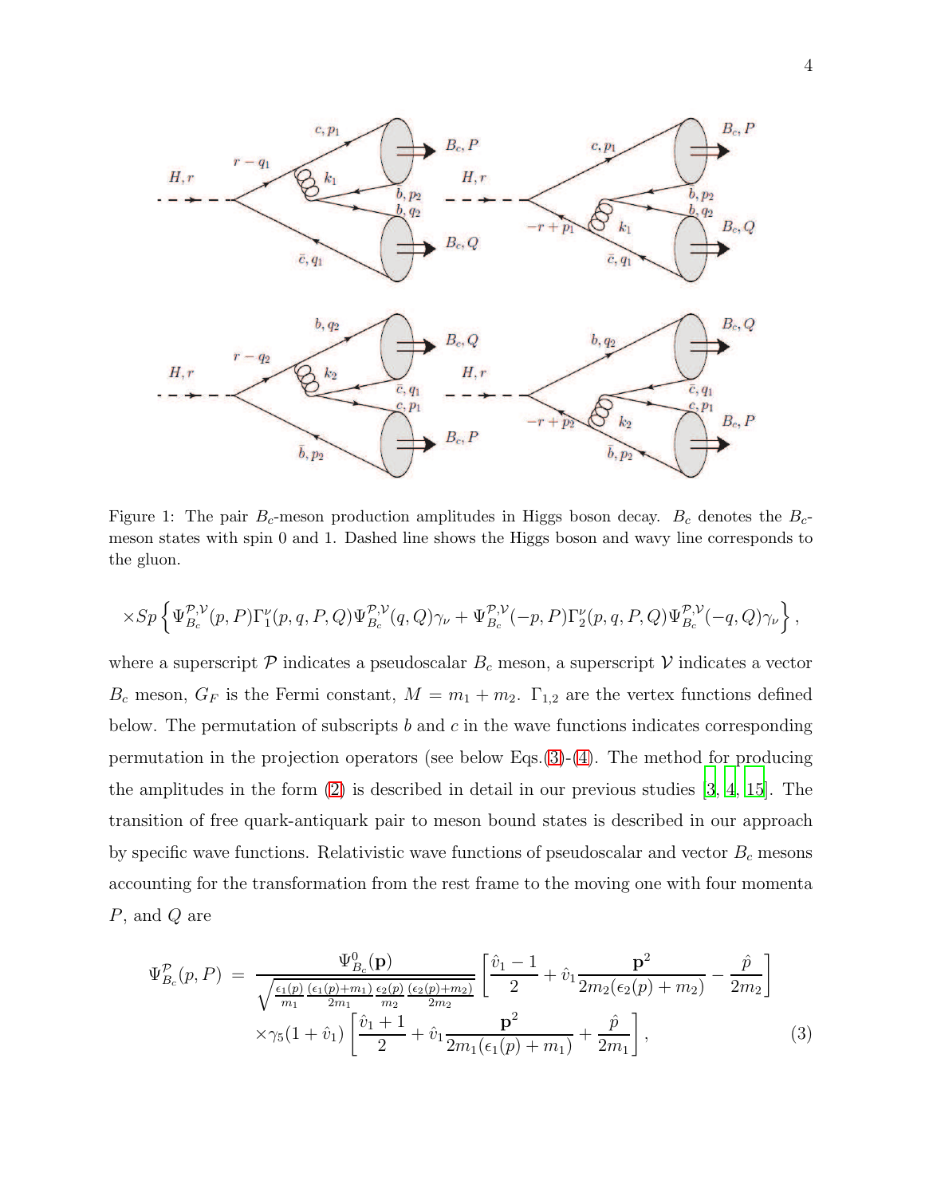Figure 1: The pair $B_c$-meson production amplitudes in Higgs boson decay. $B_c$ denotes the $B_c$-meson states with spin 0 and 1. Dashed line shows the Higgs boson and wavy line corresponds to the gluon.

$$
\times Sp\left\{\Psi^{\mathcal{P},\mathcal{V}}_{B_c}(p,P)\Gamma_1^{\nu}(p,q,P,Q)\Psi^{\mathcal{P},\mathcal{V}}_{B_c}(q,Q)\gamma_\nu+\Psi^{\mathcal{P},\mathcal{V}}_{B_c}(-p,P)\Gamma_2^{\nu}(p,q,P,Q)\Psi^{\mathcal{P},\mathcal{V}}_{B_c}(-q,Q)\gamma_\nu\right\},
$$

where a superscript $\mathcal{P}$ indicates a pseudoscalar $B_c$ meson, a superscript $\mathcal{V}$ indicates a vector $B_c$ meson, $G_F$ is the Fermi constant, $M=m_1+m_2$. $\Gamma_{1,2}$ are the vertex functions defined below. The permutation of subscripts $b$ and $c$ in the wave functions indicates corresponding permutation in the projection operators (see below Eqs.(3)-(4). The method for producing the amplitudes in the form (2) is described in detail in our previous studies [3, 4, 15]. The transition of free quark-antiquark pair to meson bound states is described in our approach by specific wave functions. Relativistic wave functions of pseudoscalar and vector $B_c$ mesons accounting for the transformation from the rest frame to the moving one with four momenta $P$, and $Q$ are

$$
\Psi^{\mathcal{P}}_{B_c}(p,P)=\frac{\Psi^0_{B_c}(\mathbf{p})}{\sqrt{\frac{\epsilon_1(p)}{m_1}\frac{(\epsilon_1(p)+m_1)}{2m_1}\frac{\epsilon_2(p)}{m_2}\frac{(\epsilon_2(p)+m_2)}{2m_2}}}\left[\frac{\hat{v}_1-1}{2}+\hat{v}_1\frac{\mathbf{p}^2}{2m_2(\epsilon_2(p)+m_2)}-\frac{\hat{p}}{2m_2}\right]
$$
$$
\times\gamma_5(1+\hat{v}_1)\left[\frac{\hat{v}_1+1}{2}+\hat{v}_1\frac{\mathbf{p}^2}{2m_1(\epsilon_1(p)+m_1)}+\frac{\hat{p}}{2m_1}\right], \tag{3}
$$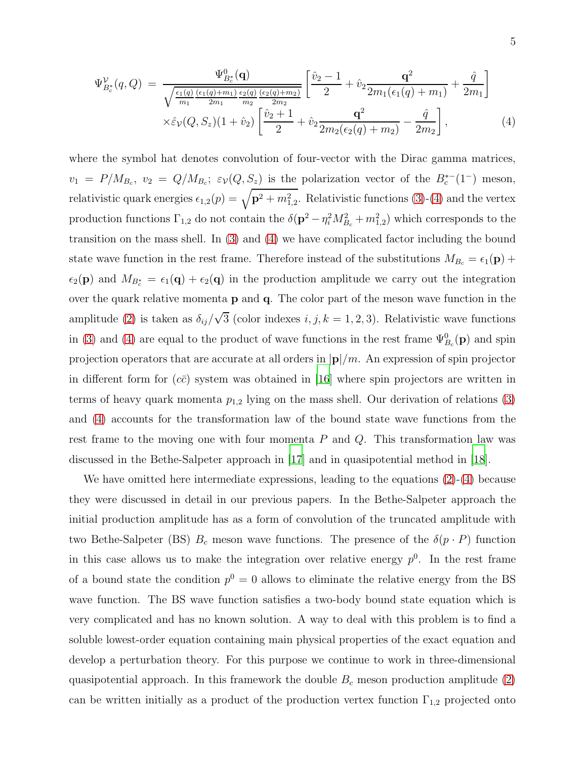$$
\Psi^{\mathcal{V}}_{B_c^*}(q,Q) = \frac{\Psi^0_{B_c^*}(\mathbf{q})}{\sqrt{\frac{\epsilon_1(q)}{m_1}\frac{(\epsilon_1(q)+m_1)}{2m_1}\frac{\epsilon_2(q)}{m_2}\frac{(\epsilon_2(q)+m_2)}{2m_2}}}\left[\frac{\hat{v}_2-1}{2}+\hat{v}_2\frac{\mathbf{q}^2}{2m_1(\epsilon_1(q)+m_1)}+\frac{\hat{q}}{2m_1}\right]
$$
$$
\times\hat{\varepsilon}_{\mathcal{V}}(Q,S_z)(1+\hat{v}_2)\left[\frac{\hat{v}_2+1}{2}+\hat{v}_2\frac{\mathbf{q}^2}{2m_2(\epsilon_2(q)+m_2)}-\frac{\hat{q}}{2m_2}\right], \tag{4}
$$

where the symbol hat denotes convolution of four-vector with the Dirac gamma matrices, $v_1 = P/M_{B_c}$, $v_2 = Q/M_{B_c}$; $\varepsilon_{\mathcal{V}}(Q,S_z)$ is the polarization vector of the $B_c^{*-}(1^-)$ meson, relativistic quark energies $\epsilon_{1,2}(p) = \sqrt{\mathbf{p}^2+m_{1,2}^2}$. Relativistic functions (3)-(4) and the vertex production functions $\Gamma_{1,2}$ do not contain the $\delta(\mathbf{p}^2-\eta_i^2M_{B_c}^2+m_{1,2}^2)$ which corresponds to the transition on the mass shell. In (3) and (4) we have complicated factor including the bound state wave function in the rest frame. Therefore instead of the substitutions $M_{B_c} = \epsilon_1(\mathbf{p}) + \epsilon_2(\mathbf{p})$ and $M_{B_c^*} = \epsilon_1(\mathbf{q}) + \epsilon_2(\mathbf{q})$ in the production amplitude we carry out the integration over the quark relative momenta $\mathbf{p}$ and $\mathbf{q}$. The color part of the meson wave function in the amplitude (2) is taken as $\delta_{ij}/\sqrt{3}$ (color indexes $i,j,k = 1,2,3$). Relativistic wave functions in (3) and (4) are equal to the product of wave functions in the rest frame $\Psi^0_{B_c}(\mathbf{p})$ and spin projection operators that are accurate at all orders in $|\mathbf{p}|/m$. An expression of spin projector in different form for $(c\bar{c})$ system was obtained in [16] where spin projectors are written in terms of heavy quark momenta $p_{1,2}$ lying on the mass shell. Our derivation of relations (3) and (4) accounts for the transformation law of the bound state wave functions from the rest frame to the moving one with four momenta $P$ and $Q$. This transformation law was discussed in the Bethe-Salpeter approach in [17] and in quasipotential method in [18].

We have omitted here intermediate expressions, leading to the equations (2)-(4) because they were discussed in detail in our previous papers. In the Bethe-Salpeter approach the initial production amplitude has as a form of convolution of the truncated amplitude with two Bethe-Salpeter (BS) $B_c$ meson wave functions. The presence of the $\delta(p\cdot P)$ function in this case allows us to make the integration over relative energy $p^0$. In the rest frame of a bound state the condition $p^0 = 0$ allows to eliminate the relative energy from the BS wave function. The BS wave function satisfies a two-body bound state equation which is very complicated and has no known solution. A way to deal with this problem is to find a soluble lowest-order equation containing main physical properties of the exact equation and develop a perturbation theory. For this purpose we continue to work in three-dimensional quasipotential approach. In this framework the double $B_c$ meson production amplitude (2) can be written initially as a product of the production vertex function $\Gamma_{1,2}$ projected onto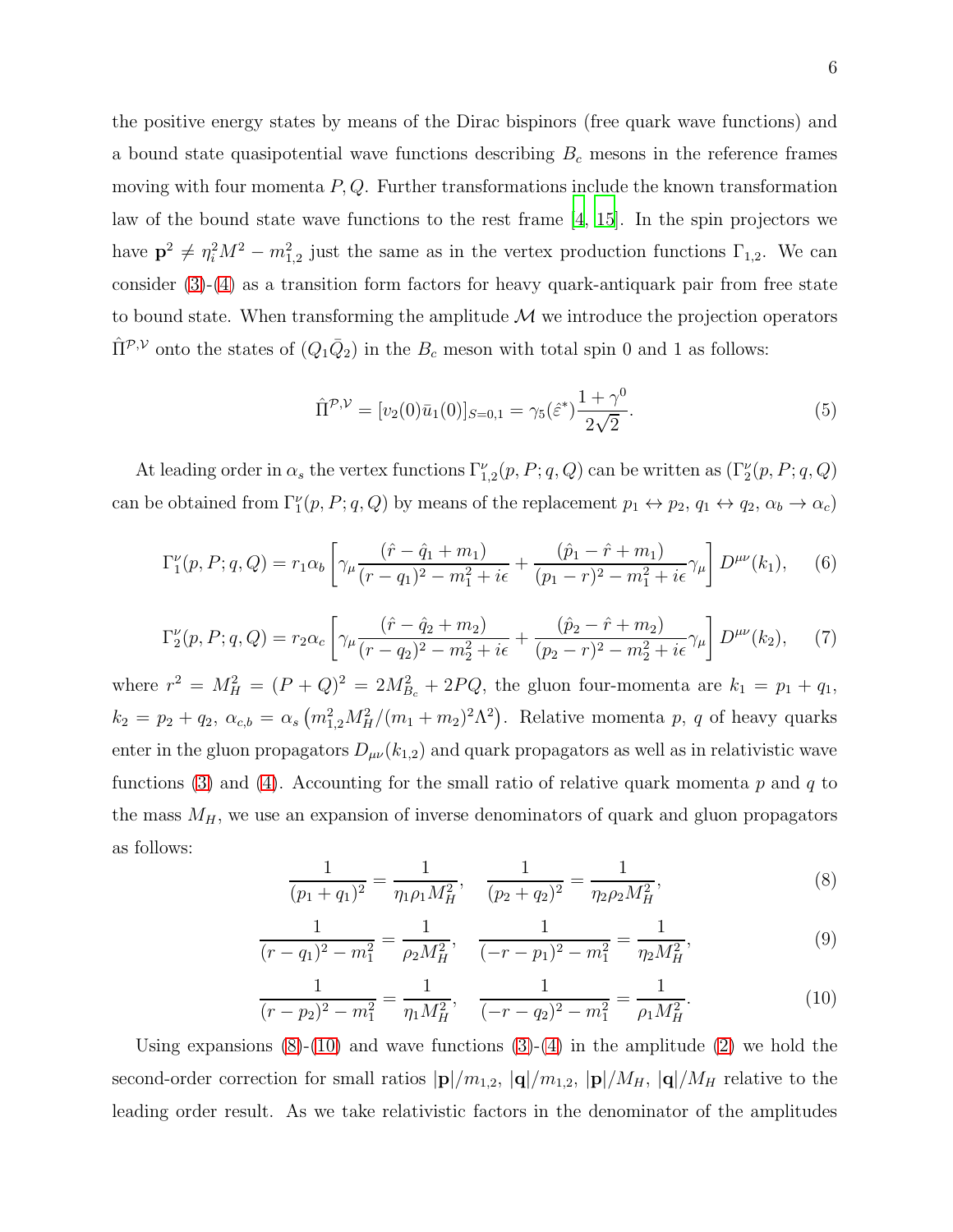the positive energy states by means of the Dirac bispinors (free quark wave functions) and a bound state quasipotential wave functions describing $B_c$ mesons in the reference frames moving with four momenta $P, Q$. Further transformations include the known transformation law of the bound state wave functions to the rest frame [4, 15]. In the spin projectors we have $\mathbf{p}^2 \neq \eta_i^2 M^2 - m_{1,2}^2$ just the same as in the vertex production functions $\Gamma_{1,2}$. We can consider (3)-(4) as a transition form factors for heavy quark-antiquark pair from free state to bound state. When transforming the amplitude $\mathcal{M}$ we introduce the projection operators $\hat{\Pi}^{\mathcal{P},\mathcal{V}}$ onto the states of $(Q_1\bar{Q}_2)$ in the $B_c$ meson with total spin 0 and 1 as follows:

$$\hat{\Pi}^{\mathcal{P},\mathcal{V}} = [v_2(0)\bar{u}_1(0)]_{S=0,1} = \gamma_5(\hat{\varepsilon}^*)\frac{1+\gamma^0}{2\sqrt{2}}. \tag{5}$$

At leading order in $\alpha_s$ the vertex functions $\Gamma_{1,2}^\nu(p,P;q,Q)$ can be written as ($\Gamma_2^\nu(p,P;q,Q)$ can be obtained from $\Gamma_1^\nu(p,P;q,Q)$ by means of the replacement $p_1 \leftrightarrow p_2$, $q_1 \leftrightarrow q_2$, $\alpha_b \to \alpha_c$)

$$\Gamma_1^\nu(p,P;q,Q) = r_1\alpha_b\left[\gamma_\mu\frac{(\hat{r}-\hat{q}_1+m_1)}{(r-q_1)^2-m_1^2+i\epsilon} + \frac{(\hat{p}_1-\hat{r}+m_1)}{(p_1-r)^2-m_1^2+i\epsilon}\gamma_\mu\right]D^{\mu\nu}(k_1), \tag{6}$$

$$\Gamma_2^\nu(p,P;q,Q) = r_2\alpha_c\left[\gamma_\mu\frac{(\hat{r}-\hat{q}_2+m_2)}{(r-q_2)^2-m_2^2+i\epsilon} + \frac{(\hat{p}_2-\hat{r}+m_2)}{(p_2-r)^2-m_2^2+i\epsilon}\gamma_\mu\right]D^{\mu\nu}(k_2), \tag{7}$$

where $r^2 = M_H^2 = (P+Q)^2 = 2M_{B_c}^2 + 2PQ$, the gluon four-momenta are $k_1 = p_1 + q_1$, $k_2 = p_2 + q_2$, $\alpha_{c,b} = \alpha_s\left(m_{1,2}^2 M_H^2/(m_1+m_2)^2\Lambda^2\right)$. Relative momenta $p$, $q$ of heavy quarks enter in the gluon propagators $D_{\mu\nu}(k_{1,2})$ and quark propagators as well as in relativistic wave functions (3) and (4). Accounting for the small ratio of relative quark momenta $p$ and $q$ to the mass $M_H$, we use an expansion of inverse denominators of quark and gluon propagators as follows:

$$\frac{1}{(p_1+q_1)^2} = \frac{1}{\eta_1\rho_1 M_H^2}, \quad \frac{1}{(p_2+q_2)^2} = \frac{1}{\eta_2\rho_2 M_H^2}, \tag{8}$$

$$\frac{1}{(r-q_1)^2-m_1^2} = \frac{1}{\rho_2 M_H^2}, \quad \frac{1}{(-r-p_1)^2-m_1^2} = \frac{1}{\eta_2 M_H^2}, \tag{9}$$

$$\frac{1}{(r-p_2)^2-m_1^2} = \frac{1}{\eta_1 M_H^2}, \quad \frac{1}{(-r-q_2)^2-m_1^2} = \frac{1}{\rho_1 M_H^2}. \tag{10}$$

Using expansions (8)-(10) and wave functions (3)-(4) in the amplitude (2) we hold the second-order correction for small ratios $|\mathbf{p}|/m_{1,2}$, $|\mathbf{q}|/m_{1,2}$, $|\mathbf{p}|/M_H$, $|\mathbf{q}|/M_H$ relative to the leading order result. As we take relativistic factors in the denominator of the amplitudes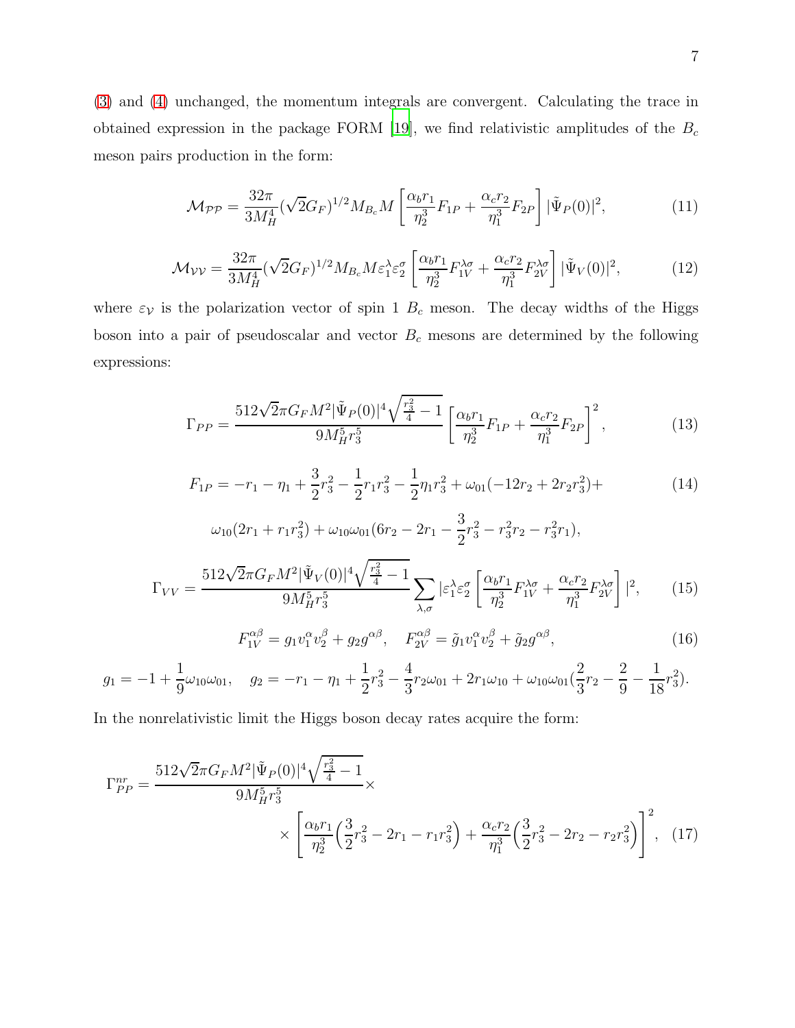(3) and (4) unchanged, the momentum integrals are convergent. Calculating the trace in obtained expression in the package FORM [19], we find relativistic amplitudes of the $B_c$ meson pairs production in the form:

$$\mathcal{M}_{\mathcal{PP}} = \frac{32\pi}{3M_H^4}(\sqrt{2}G_F)^{1/2}M_{B_c}M\left[\frac{\alpha_b r_1}{\eta_2^3}F_{1P} + \frac{\alpha_c r_2}{\eta_1^3}F_{2P}\right]|\tilde{\Psi}_P(0)|^2, \tag{11}$$

$$\mathcal{M}_{\mathcal{VV}} = \frac{32\pi}{3M_H^4}(\sqrt{2}G_F)^{1/2}M_{B_c}M\varepsilon_1^\lambda\varepsilon_2^\sigma\left[\frac{\alpha_b r_1}{\eta_2^3}F_{1V}^{\lambda\sigma} + \frac{\alpha_c r_2}{\eta_1^3}F_{2V}^{\lambda\sigma}\right]|\tilde{\Psi}_V(0)|^2, \tag{12}$$

where $\varepsilon_{\mathcal{V}}$ is the polarization vector of spin 1 $B_c$ meson. The decay widths of the Higgs boson into a pair of pseudoscalar and vector $B_c$ mesons are determined by the following expressions:

$$\Gamma_{PP} = \frac{512\sqrt{2}\pi G_F M^2|\tilde{\Psi}_P(0)|^4\sqrt{\frac{r_3^2}{4}-1}}{9M_H^5 r_3^5}\left[\frac{\alpha_b r_1}{\eta_2^3}F_{1P} + \frac{\alpha_c r_2}{\eta_1^3}F_{2P}\right]^2, \tag{13}$$

$$F_{1P} = -r_1 - \eta_1 + \frac{3}{2}r_3^2 - \frac{1}{2}r_1 r_3^2 - \frac{1}{2}\eta_1 r_3^2 + \omega_{01}(-12r_2 + 2r_2 r_3^2) + \tag{14}$$

$$\omega_{10}(2r_1 + r_1 r_3^2) + \omega_{10}\omega_{01}(6r_2 - 2r_1 - \frac{3}{2}r_3^2 - r_3^2 r_2 - r_3^2 r_1),$$

$$\Gamma_{VV} = \frac{512\sqrt{2}\pi G_F M^2|\tilde{\Psi}_V(0)|^4\sqrt{\frac{r_3^2}{4}-1}}{9M_H^5 r_3^5}\sum_{\lambda,\sigma}|\varepsilon_1^\lambda\varepsilon_2^\sigma\left[\frac{\alpha_b r_1}{\eta_2^3}F_{1V}^{\lambda\sigma} + \frac{\alpha_c r_2}{\eta_1^3}F_{2V}^{\lambda\sigma}\right]|^2, \tag{15}$$

$$F_{1V}^{\alpha\beta} = g_1 v_1^\alpha v_2^\beta + g_2 g^{\alpha\beta}, \quad F_{2V}^{\alpha\beta} = \tilde{g}_1 v_1^\alpha v_2^\beta + \tilde{g}_2 g^{\alpha\beta}, \tag{16}$$

$$g_1 = -1 + \frac{1}{9}\omega_{10}\omega_{01}, \quad g_2 = -r_1 - \eta_1 + \frac{1}{2}r_3^2 - \frac{4}{3}r_2\omega_{01} + 2r_1\omega_{10} + \omega_{10}\omega_{01}(\frac{2}{3}r_2 - \frac{2}{9} - \frac{1}{18}r_3^2).$$

In the nonrelativistic limit the Higgs boson decay rates acquire the form:

$$\Gamma_{PP}^{nr} = \frac{512\sqrt{2}\pi G_F M^2|\tilde{\Psi}_P(0)|^4\sqrt{\frac{r_3^2}{4}-1}}{9M_H^5 r_3^5}\times$$
$$\times\left[\frac{\alpha_b r_1}{\eta_2^3}\Big(\frac{3}{2}r_3^2 - 2r_1 - r_1 r_3^2\Big) + \frac{\alpha_c r_2}{\eta_1^3}\Big(\frac{3}{2}r_3^2 - 2r_2 - r_2 r_3^2\Big)\right]^2, \tag{17}$$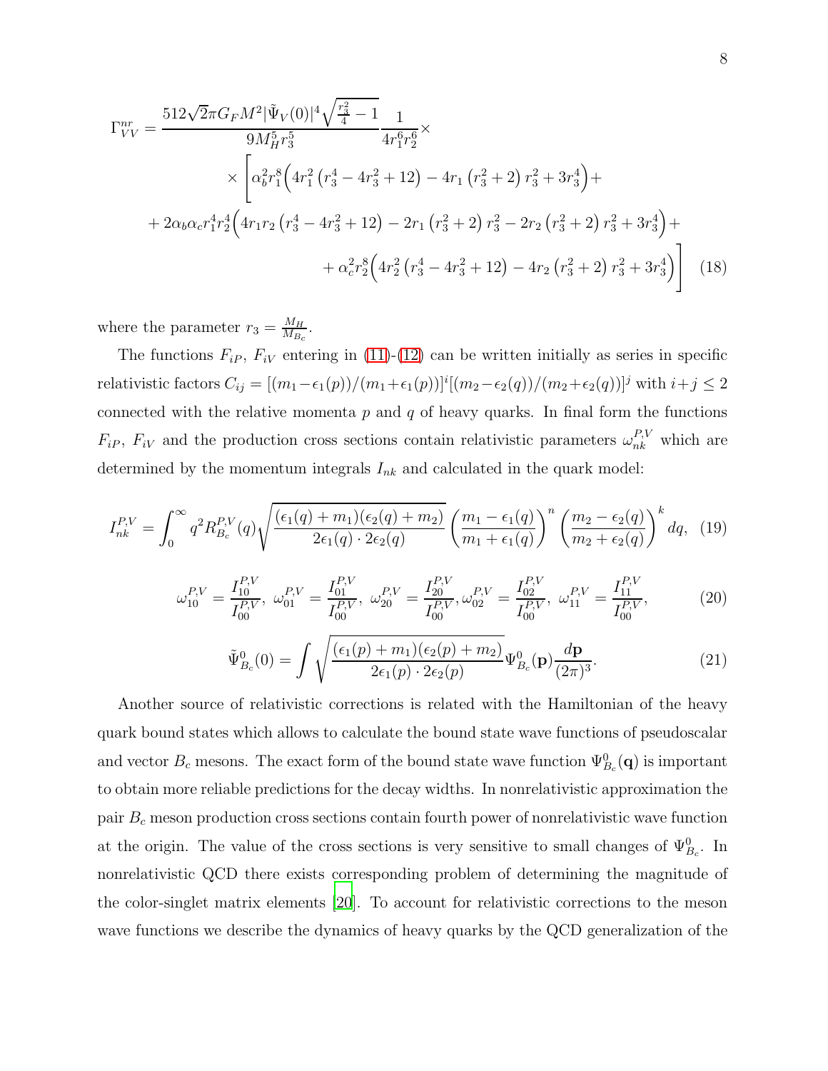$$
\Gamma^{nr}_{VV}=\frac{512\sqrt{2}\pi G_F M^2|\tilde\Psi_V(0)|^4\sqrt{\frac{r_3^2}{4}-1}}{9M_H^5 r_3^5}\frac{1}{4r_1^6r_2^6}\times
$$
$$
\times\Bigg[\alpha_b^2 r_1^8\Big(4r_1^2\left(r_3^4-4r_3^2+12\right)-4r_1\left(r_3^2+2\right)r_3^2+3r_3^4\Big)+
$$
$$
+2\alpha_b\alpha_c r_1^4 r_2^4\Big(4r_1r_2\left(r_3^4-4r_3^2+12\right)-2r_1\left(r_3^2+2\right)r_3^2-2r_2\left(r_3^2+2\right)r_3^2+3r_3^4\Big)+
$$
$$
+\alpha_c^2 r_2^8\Big(4r_2^2\left(r_3^4-4r_3^2+12\right)-4r_2\left(r_3^2+2\right)r_3^2+3r_3^4\Big)\Bigg] \quad (18)
$$

where the parameter $r_3=\frac{M_H}{M_{B_c}}$.

The functions $F_{iP}$, $F_{iV}$ entering in (11)-(12) can be written initially as series in specific relativistic factors $C_{ij}=[(m_1-\epsilon_1(p))/(m_1+\epsilon_1(p))]^i[(m_2-\epsilon_2(q))/(m_2+\epsilon_2(q))]^j$ with $i+j\leq 2$ connected with the relative momenta $p$ and $q$ of heavy quarks. In final form the functions $F_{iP}$, $F_{iV}$ and the production cross sections contain relativistic parameters $\omega^{P,V}_{nk}$ which are determined by the momentum integrals $I_{nk}$ and calculated in the quark model:

$$
I^{P,V}_{nk}=\int_0^\infty q^2 R^{P,V}_{B_c}(q)\sqrt{\frac{(\epsilon_1(q)+m_1)(\epsilon_2(q)+m_2)}{2\epsilon_1(q)\cdot 2\epsilon_2(q)}}\left(\frac{m_1-\epsilon_1(q)}{m_1+\epsilon_1(q)}\right)^n\left(\frac{m_2-\epsilon_2(q)}{m_2+\epsilon_2(q)}\right)^k dq, \quad (19)
$$

$$
\omega^{P,V}_{10}=\frac{I^{P,V}_{10}}{I^{P,V}_{00}},\ \omega^{P,V}_{01}=\frac{I^{P,V}_{01}}{I^{P,V}_{00}},\ \omega^{P,V}_{20}=\frac{I^{P,V}_{20}}{I^{P,V}_{00}},\omega^{P,V}_{02}=\frac{I^{P,V}_{02}}{I^{P,V}_{00}},\ \omega^{P,V}_{11}=\frac{I^{P,V}_{11}}{I^{P,V}_{00}}, \quad (20)
$$

$$
\tilde\Psi^0_{B_c}(0)=\int\sqrt{\frac{(\epsilon_1(p)+m_1)(\epsilon_2(p)+m_2)}{2\epsilon_1(p)\cdot 2\epsilon_2(p)}}\Psi^0_{B_c}(\mathbf{p})\frac{d\mathbf{p}}{(2\pi)^3}. \quad (21)
$$

Another source of relativistic corrections is related with the Hamiltonian of the heavy quark bound states which allows to calculate the bound state wave functions of pseudoscalar and vector $B_c$ mesons. The exact form of the bound state wave function $\Psi^0_{B_c}(\mathbf{q})$ is important to obtain more reliable predictions for the decay widths. In nonrelativistic approximation the pair $B_c$ meson production cross sections contain fourth power of nonrelativistic wave function at the origin. The value of the cross sections is very sensitive to small changes of $\Psi^0_{B_c}$. In nonrelativistic QCD there exists corresponding problem of determining the magnitude of the color-singlet matrix elements [20]. To account for relativistic corrections to the meson wave functions we describe the dynamics of heavy quarks by the QCD generalization of the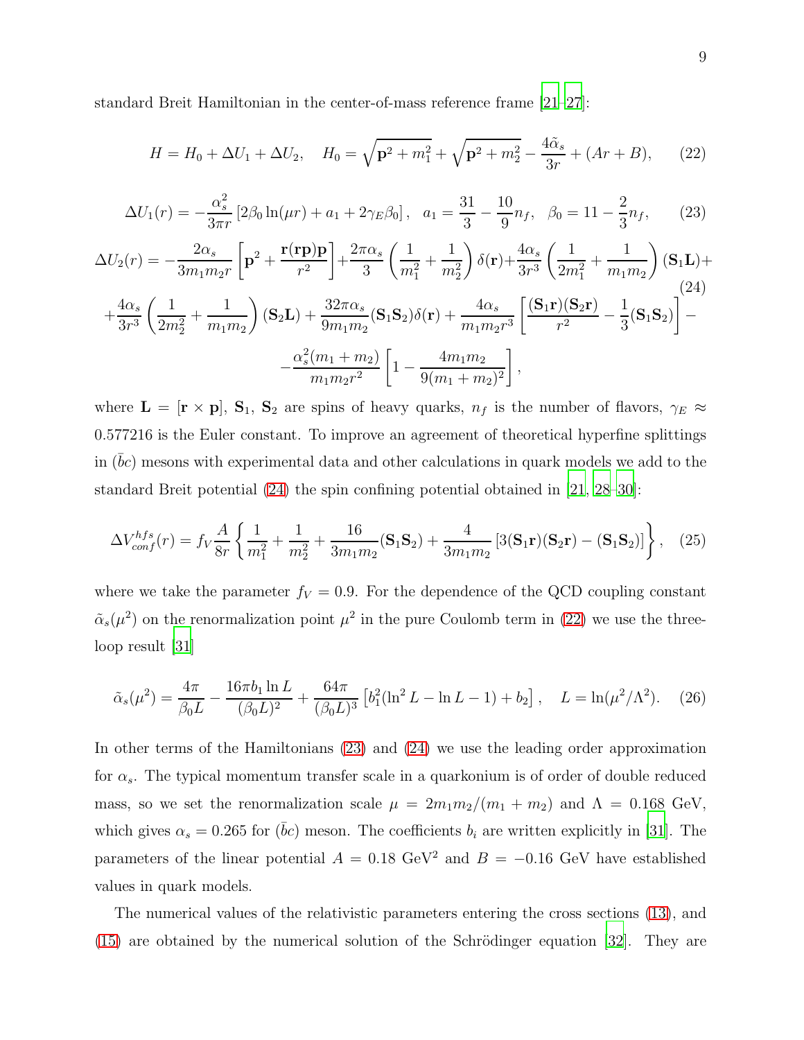standard Breit Hamiltonian in the center-of-mass reference frame [21–27]:

$$H = H_0 + \Delta U_1 + \Delta U_2, \quad H_0 = \sqrt{\mathbf{p}^2 + m_1^2} + \sqrt{\mathbf{p}^2 + m_2^2} - \frac{4\tilde{\alpha}_s}{3r} + (Ar + B), \tag{22}$$

$$\Delta U_1(r) = -\frac{\alpha_s^2}{3\pi r}\left[2\beta_0 \ln(\mu r) + a_1 + 2\gamma_E \beta_0\right], \quad a_1 = \frac{31}{3} - \frac{10}{9}n_f, \quad \beta_0 = 11 - \frac{2}{3}n_f, \tag{23}$$

$$\Delta U_2(r) = -\frac{2\alpha_s}{3m_1m_2 r}\left[\mathbf{p}^2 + \frac{\mathbf{r}(\mathbf{r}\mathbf{p})\mathbf{p}}{r^2}\right] + \frac{2\pi\alpha_s}{3}\left(\frac{1}{m_1^2} + \frac{1}{m_2^2}\right)\delta(\mathbf{r}) + \frac{4\alpha_s}{3r^3}\left(\frac{1}{2m_1^2} + \frac{1}{m_1m_2}\right)(\mathbf{S}_1\mathbf{L}) +$$
$$+ \frac{4\alpha_s}{3r^3}\left(\frac{1}{2m_2^2} + \frac{1}{m_1m_2}\right)(\mathbf{S}_2\mathbf{L}) + \frac{32\pi\alpha_s}{9m_1m_2}(\mathbf{S}_1\mathbf{S}_2)\delta(\mathbf{r}) + \frac{4\alpha_s}{m_1m_2r^3}\left[\frac{(\mathbf{S}_1\mathbf{r})(\mathbf{S}_2\mathbf{r})}{r^2} - \frac{1}{3}(\mathbf{S}_1\mathbf{S}_2)\right] -$$
$$- \frac{\alpha_s^2(m_1+m_2)}{m_1m_2r^2}\left[1 - \frac{4m_1m_2}{9(m_1+m_2)^2}\right], \tag{24}$$

where $\mathbf{L} = [\mathbf{r} \times \mathbf{p}]$, $\mathbf{S}_1$, $\mathbf{S}_2$ are spins of heavy quarks, $n_f$ is the number of flavors, $\gamma_E \approx 0.577216$ is the Euler constant. To improve an agreement of theoretical hyperfine splittings in $(\bar{b}c)$ mesons with experimental data and other calculations in quark models we add to the standard Breit potential (24) the spin confining potential obtained in [21, 28–30]:

$$\Delta V^{hfs}_{conf}(r) = f_V \frac{A}{8r}\left\{\frac{1}{m_1^2} + \frac{1}{m_2^2} + \frac{16}{3m_1m_2}(\mathbf{S}_1\mathbf{S}_2) + \frac{4}{3m_1m_2}\left[3(\mathbf{S}_1\mathbf{r})(\mathbf{S}_2\mathbf{r}) - (\mathbf{S}_1\mathbf{S}_2)\right]\right\}, \tag{25}$$

where we take the parameter $f_V = 0.9$. For the dependence of the QCD coupling constant $\tilde{\alpha}_s(\mu^2)$ on the renormalization point $\mu^2$ in the pure Coulomb term in (22) we use the three-loop result [31]

$$\tilde{\alpha}_s(\mu^2) = \frac{4\pi}{\beta_0 L} - \frac{16\pi b_1 \ln L}{(\beta_0 L)^2} + \frac{64\pi}{(\beta_0 L)^3}\left[b_1^2(\ln^2 L - \ln L - 1) + b_2\right], \quad L = \ln(\mu^2/\Lambda^2). \tag{26}$$

In other terms of the Hamiltonians (23) and (24) we use the leading order approximation for $\alpha_s$. The typical momentum transfer scale in a quarkonium is of order of double reduced mass, so we set the renormalization scale $\mu = 2m_1m_2/(m_1+m_2)$ and $\Lambda = 0.168$ GeV, which gives $\alpha_s = 0.265$ for $(\bar{b}c)$ meson. The coefficients $b_i$ are written explicitly in [31]. The parameters of the linear potential $A = 0.18$ GeV$^2$ and $B = -0.16$ GeV have established values in quark models.

The numerical values of the relativistic parameters entering the cross sections (13), and (15) are obtained by the numerical solution of the Schrödinger equation [32]. They are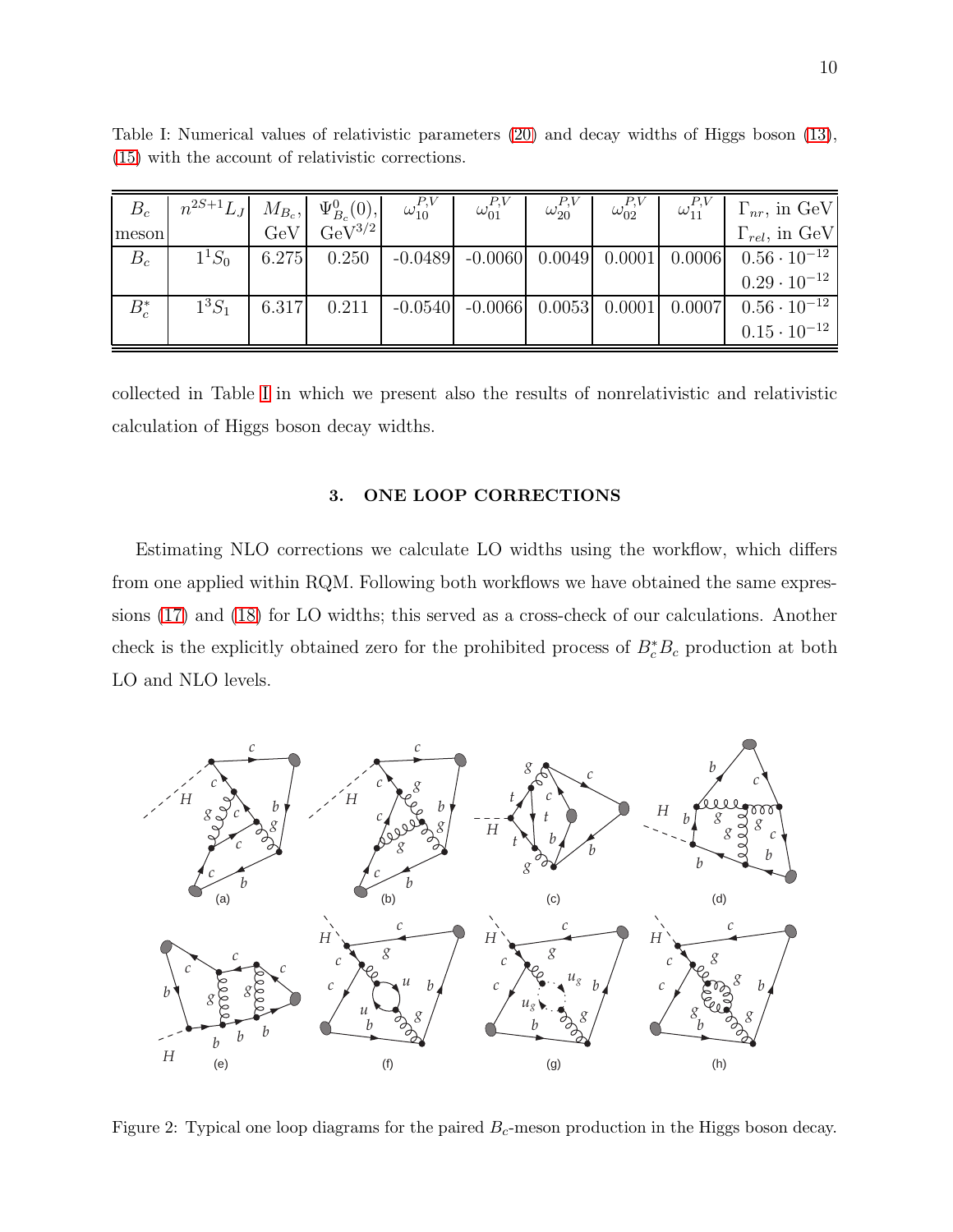Table I: Numerical values of relativistic parameters (20) and decay widths of Higgs boson (13), (15) with the account of relativistic corrections.

| $B_c$ meson | $n^{2S+1}L_J$ | $M_{B_c}$, GeV | $\Psi^0_{B_c}(0)$, GeV$^{3/2}$ | $\omega^{P,V}_{10}$ | $\omega^{P,V}_{01}$ | $\omega^{P,V}_{20}$ | $\omega^{P,V}_{02}$ | $\omega^{P,V}_{11}$ | $\Gamma_{nr}$, in GeV / $\Gamma_{rel}$, in GeV |
|---|---|---|---|---|---|---|---|---|---|
| $B_c$ | $1^1S_0$ | 6.275 | 0.250 | -0.0489 | -0.0060 | 0.0049 | 0.0001 | 0.0006 | $0.56 \cdot 10^{-12}$ |
| | | | | | | | | | $0.29 \cdot 10^{-12}$ |
| $B^*_c$ | $1^3S_1$ | 6.317 | 0.211 | -0.0540 | -0.0066 | 0.0053 | 0.0001 | 0.0007 | $0.56 \cdot 10^{-12}$ |
| | | | | | | | | | $0.15 \cdot 10^{-12}$ |

collected in Table I in which we present also the results of nonrelativistic and relativistic calculation of Higgs boson decay widths.

## 3. ONE LOOP CORRECTIONS

Estimating NLO corrections we calculate LO widths using the workflow, which differs from one applied within RQM. Following both workflows we have obtained the same expressions (17) and (18) for LO widths; this served as a cross-check of our calculations. Another check is the explicitly obtained zero for the prohibited process of $B^*_c B_c$ production at both LO and NLO levels.

Figure 2: Typical one loop diagrams for the paired $B_c$-meson production in the Higgs boson decay.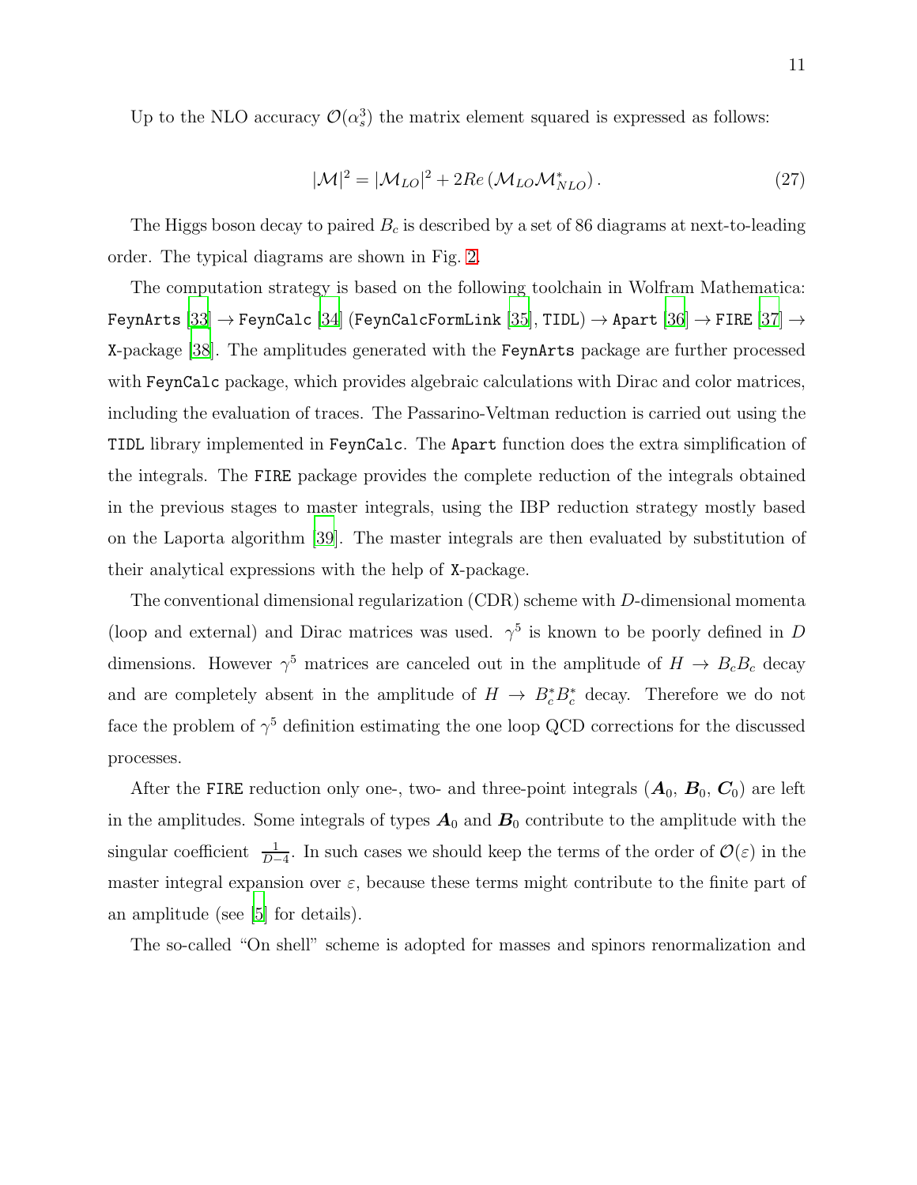Up to the NLO accuracy $\mathcal{O}(\alpha_s^3)$ the matrix element squared is expressed as follows:

$$|\mathcal{M}|^2 = |\mathcal{M}_{LO}|^2 + 2Re\left(\mathcal{M}_{LO}\mathcal{M}^*_{NLO}\right). \tag{27}$$

The Higgs boson decay to paired $B_c$ is described by a set of 86 diagrams at next-to-leading order. The typical diagrams are shown in Fig. 2.

The computation strategy is based on the following toolchain in Wolfram Mathematica: `FeynArts` [33] $\rightarrow$ `FeynCalc` [34] (`FeynCalcFormLink` [35], `TIDL`) $\rightarrow$ `Apart` [36] $\rightarrow$ `FIRE` [37] $\rightarrow$ `X`-package [38]. The amplitudes generated with the `FeynArts` package are further processed with `FeynCalc` package, which provides algebraic calculations with Dirac and color matrices, including the evaluation of traces. The Passarino-Veltman reduction is carried out using the `TIDL` library implemented in `FeynCalc`. The `Apart` function does the extra simplification of the integrals. The `FIRE` package provides the complete reduction of the integrals obtained in the previous stages to master integrals, using the IBP reduction strategy mostly based on the Laporta algorithm [39]. The master integrals are then evaluated by substitution of their analytical expressions with the help of `X`-package.

The conventional dimensional regularization (CDR) scheme with $D$-dimensional momenta (loop and external) and Dirac matrices was used. $\gamma^5$ is known to be poorly defined in $D$ dimensions. However $\gamma^5$ matrices are canceled out in the amplitude of $H \rightarrow B_c B_c$ decay and are completely absent in the amplitude of $H \rightarrow B_c^* B_c^*$ decay. Therefore we do not face the problem of $\gamma^5$ definition estimating the one loop QCD corrections for the discussed processes.

After the `FIRE` reduction only one-, two- and three-point integrals ($\boldsymbol{A}_0$, $\boldsymbol{B}_0$, $\boldsymbol{C}_0$) are left in the amplitudes. Some integrals of types $\boldsymbol{A}_0$ and $\boldsymbol{B}_0$ contribute to the amplitude with the singular coefficient $\frac{1}{D-4}$. In such cases we should keep the terms of the order of $\mathcal{O}(\varepsilon)$ in the master integral expansion over $\varepsilon$, because these terms might contribute to the finite part of an amplitude (see [5] for details).

The so-called "On shell" scheme is adopted for masses and spinors renormalization and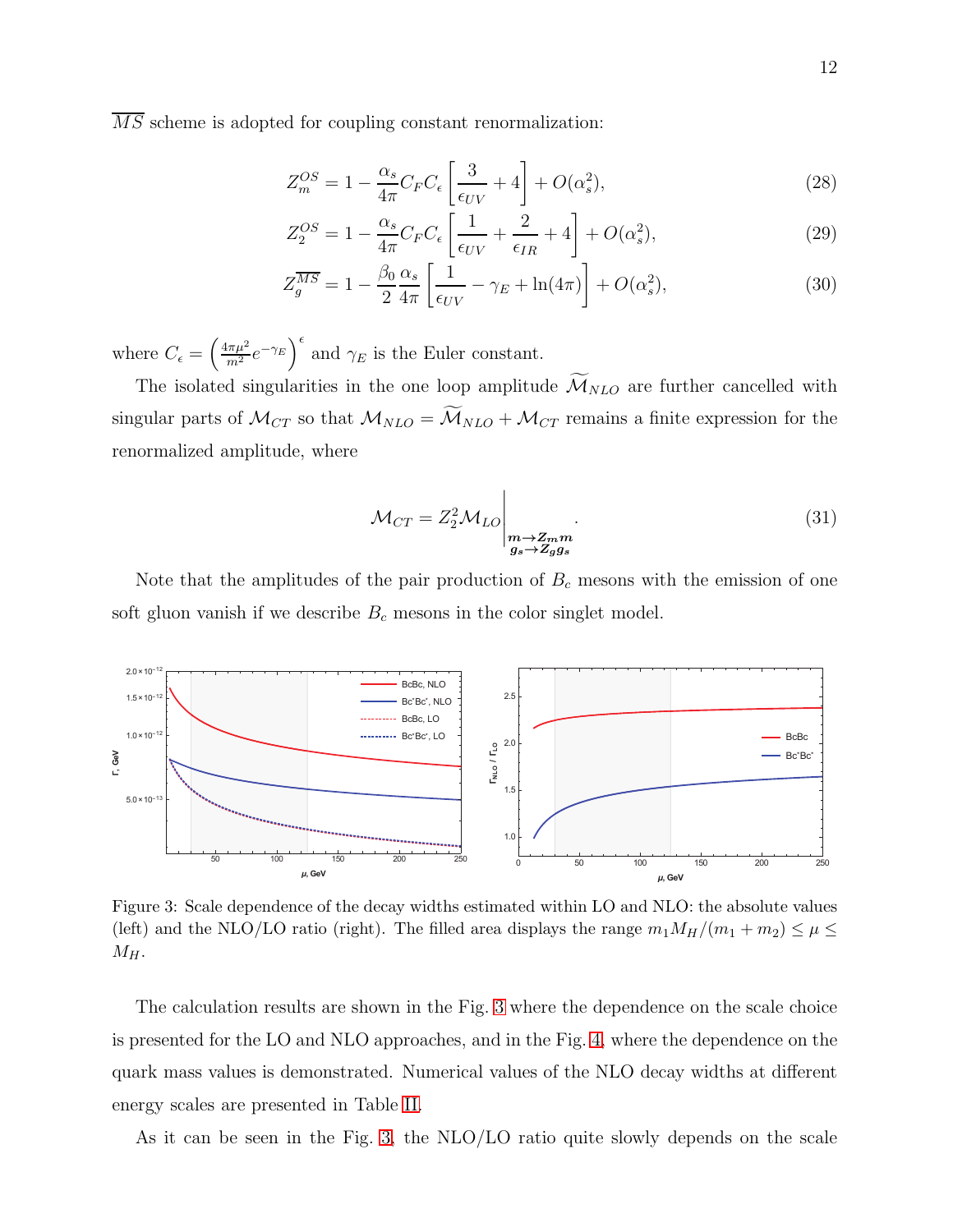$\overline{MS}$ scheme is adopted for coupling constant renormalization:

$$Z_m^{OS} = 1 - \frac{\alpha_s}{4\pi} C_F C_\epsilon \left[ \frac{3}{\epsilon_{UV}} + 4 \right] + O(\alpha_s^2), \tag{28}$$

$$Z_2^{OS} = 1 - \frac{\alpha_s}{4\pi} C_F C_\epsilon \left[ \frac{1}{\epsilon_{UV}} + \frac{2}{\epsilon_{IR}} + 4 \right] + O(\alpha_s^2), \tag{29}$$

$$Z_g^{\overline{MS}} = 1 - \frac{\beta_0}{2} \frac{\alpha_s}{4\pi} \left[ \frac{1}{\epsilon_{UV}} - \gamma_E + \ln(4\pi) \right] + O(\alpha_s^2), \tag{30}$$

where $C_\epsilon = \left( \frac{4\pi\mu^2}{m^2} e^{-\gamma_E} \right)^\epsilon$ and $\gamma_E$ is the Euler constant.

The isolated singularities in the one loop amplitude $\widetilde{\mathcal{M}}_{NLO}$ are further cancelled with singular parts of $\mathcal{M}_{CT}$ so that $\mathcal{M}_{NLO} = \widetilde{\mathcal{M}}_{NLO} + \mathcal{M}_{CT}$ remains a finite expression for the renormalized amplitude, where

$$\mathcal{M}_{CT} = Z_2^2 \mathcal{M}_{LO} \Bigg|_{\substack{m \to Z_m m \\ g_s \to Z_g g_s}}. \tag{31}$$

Note that the amplitudes of the pair production of $B_c$ mesons with the emission of one soft gluon vanish if we describe $B_c$ mesons in the color singlet model.

Figure 3: Scale dependence of the decay widths estimated within LO and NLO: the absolute values (left) and the NLO/LO ratio (right). The filled area displays the range $m_1 M_H/(m_1 + m_2) \leq \mu \leq M_H$.

The calculation results are shown in the Fig. 3 where the dependence on the scale choice is presented for the LO and NLO approaches, and in the Fig. 4, where the dependence on the quark mass values is demonstrated. Numerical values of the NLO decay widths at different energy scales are presented in Table II.

As it can be seen in the Fig. 3, the NLO/LO ratio quite slowly depends on the scale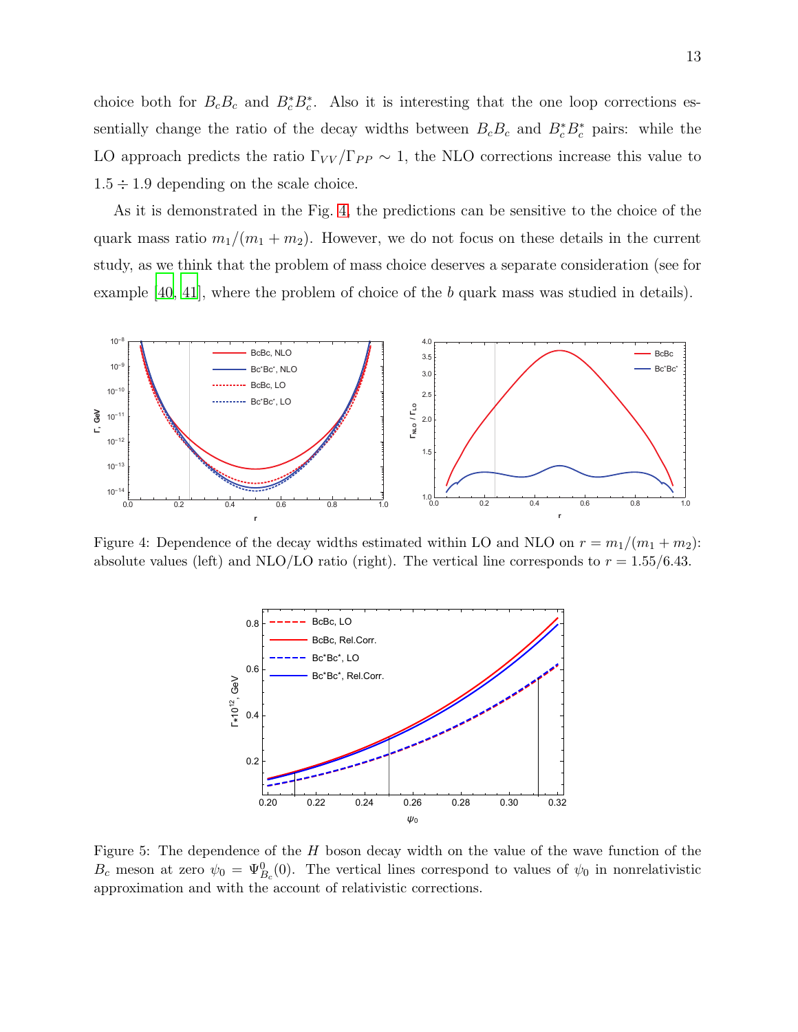choice both for $B_c B_c$ and $B_c^* B_c^*$. Also it is interesting that the one loop corrections essentially change the ratio of the decay widths between $B_c B_c$ and $B_c^* B_c^*$ pairs: while the LO approach predicts the ratio $\Gamma_{VV}/\Gamma_{PP} \sim 1$, the NLO corrections increase this value to $1.5 \div 1.9$ depending on the scale choice.

As it is demonstrated in the Fig. 4, the predictions can be sensitive to the choice of the quark mass ratio $m_1/(m_1 + m_2)$. However, we do not focus on these details in the current study, as we think that the problem of mass choice deserves a separate consideration (see for example [40, 41], where the problem of choice of the $b$ quark mass was studied in details).

Figure 4: Dependence of the decay widths estimated within LO and NLO on $r = m_1/(m_1 + m_2)$: absolute values (left) and NLO/LO ratio (right). The vertical line corresponds to $r = 1.55/6.43$.

Figure 5: The dependence of the $H$ boson decay width on the value of the wave function of the $B_c$ meson at zero $\psi_0 = \Psi^0_{B_c}(0)$. The vertical lines correspond to values of $\psi_0$ in nonrelativistic approximation and with the account of relativistic corrections.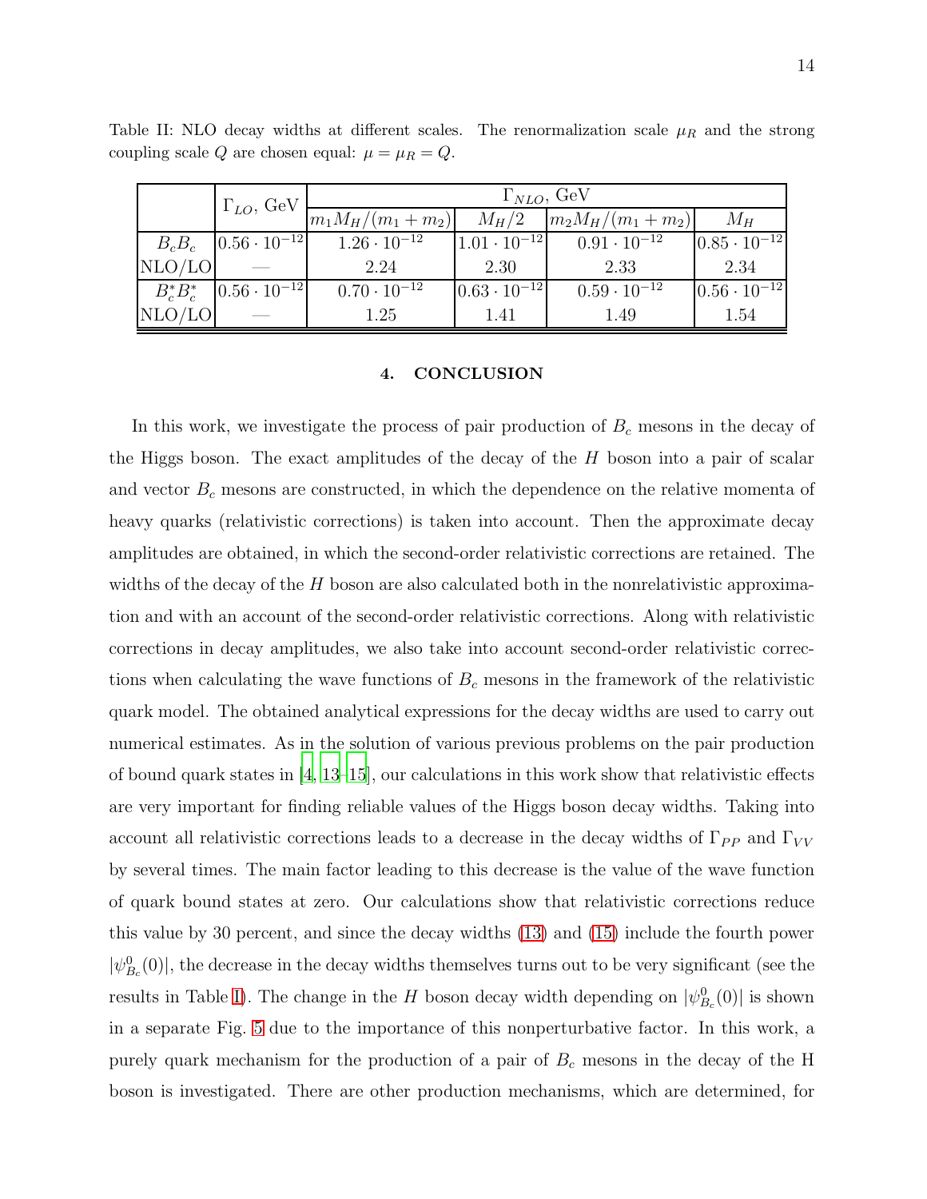Table II: NLO decay widths at different scales. The renormalization scale $\mu_R$ and the strong coupling scale $Q$ are chosen equal: $\mu = \mu_R = Q$.

| | $\Gamma_{LO}$, GeV | $\Gamma_{NLO}$, GeV | | | |
|---|---|---|---|---|---|
| | | $m_1 M_H/(m_1+m_2)$ | $M_H/2$ | $m_2 M_H/(m_1+m_2)$ | $M_H$ |
| $B_c B_c$ | $0.56 \cdot 10^{-12}$ | $1.26 \cdot 10^{-12}$ | $1.01 \cdot 10^{-12}$ | $0.91 \cdot 10^{-12}$ | $0.85 \cdot 10^{-12}$ |
| NLO/LO | — | 2.24 | 2.30 | 2.33 | 2.34 |
| $B_c^* B_c^*$ | $0.56 \cdot 10^{-12}$ | $0.70 \cdot 10^{-12}$ | $0.63 \cdot 10^{-12}$ | $0.59 \cdot 10^{-12}$ | $0.56 \cdot 10^{-12}$ |
| NLO/LO | — | 1.25 | 1.41 | 1.49 | 1.54 |

## 4. CONCLUSION

In this work, we investigate the process of pair production of $B_c$ mesons in the decay of the Higgs boson. The exact amplitudes of the decay of the $H$ boson into a pair of scalar and vector $B_c$ mesons are constructed, in which the dependence on the relative momenta of heavy quarks (relativistic corrections) is taken into account. Then the approximate decay amplitudes are obtained, in which the second-order relativistic corrections are retained. The widths of the decay of the $H$ boson are also calculated both in the nonrelativistic approximation and with an account of the second-order relativistic corrections. Along with relativistic corrections in decay amplitudes, we also take into account second-order relativistic corrections when calculating the wave functions of $B_c$ mesons in the framework of the relativistic quark model. The obtained analytical expressions for the decay widths are used to carry out numerical estimates. As in the solution of various previous problems on the pair production of bound quark states in [4, 13–15], our calculations in this work show that relativistic effects are very important for finding reliable values of the Higgs boson decay widths. Taking into account all relativistic corrections leads to a decrease in the decay widths of $\Gamma_{PP}$ and $\Gamma_{VV}$ by several times. The main factor leading to this decrease is the value of the wave function of quark bound states at zero. Our calculations show that relativistic corrections reduce this value by 30 percent, and since the decay widths (13) and (15) include the fourth power $|\psi^0_{B_c}(0)|$, the decrease in the decay widths themselves turns out to be very significant (see the results in Table I). The change in the $H$ boson decay width depending on $|\psi^0_{B_c}(0)|$ is shown in a separate Fig. 5 due to the importance of this nonperturbative factor. In this work, a purely quark mechanism for the production of a pair of $B_c$ mesons in the decay of the H boson is investigated. There are other production mechanisms, which are determined, for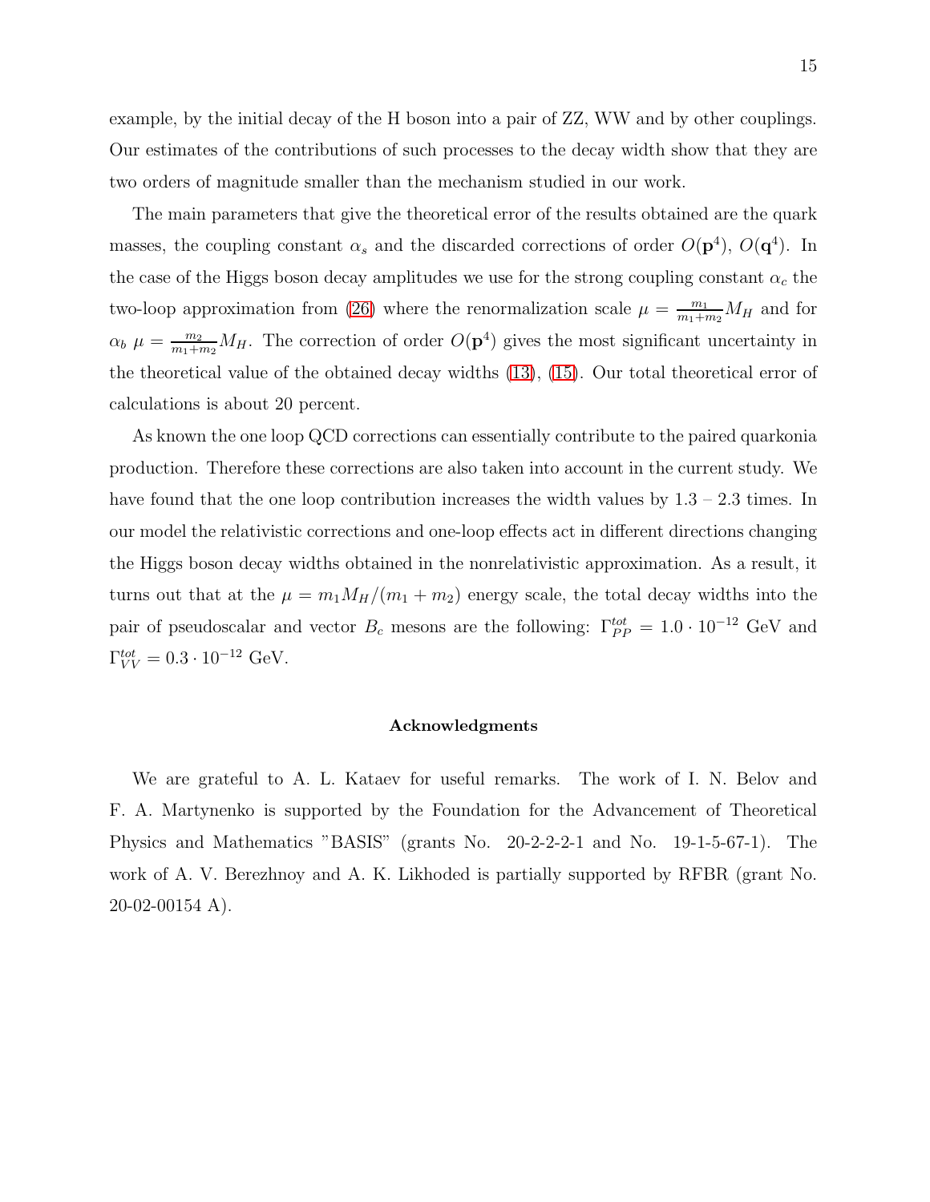example, by the initial decay of the H boson into a pair of ZZ, WW and by other couplings. Our estimates of the contributions of such processes to the decay width show that they are two orders of magnitude smaller than the mechanism studied in our work.

The main parameters that give the theoretical error of the results obtained are the quark masses, the coupling constant $\alpha_s$ and the discarded corrections of order $O(\mathbf{p}^4)$, $O(\mathbf{q}^4)$. In the case of the Higgs boson decay amplitudes we use for the strong coupling constant $\alpha_c$ the two-loop approximation from (26) where the renormalization scale $\mu = \frac{m_1}{m_1+m_2} M_H$ and for $\alpha_b$ $\mu = \frac{m_2}{m_1+m_2} M_H$. The correction of order $O(\mathbf{p}^4)$ gives the most significant uncertainty in the theoretical value of the obtained decay widths (13), (15). Our total theoretical error of calculations is about 20 percent.

As known the one loop QCD corrections can essentially contribute to the paired quarkonia production. Therefore these corrections are also taken into account in the current study. We have found that the one loop contribution increases the width values by 1.3 – 2.3 times. In our model the relativistic corrections and one-loop effects act in different directions changing the Higgs boson decay widths obtained in the nonrelativistic approximation. As a result, it turns out that at the $\mu = m_1 M_H/(m_1 + m_2)$ energy scale, the total decay widths into the pair of pseudoscalar and vector $B_c$ mesons are the following: $\Gamma^{tot}_{PP} = 1.0 \cdot 10^{-12}$ GeV and $\Gamma^{tot}_{VV} = 0.3 \cdot 10^{-12}$ GeV.

### Acknowledgments

We are grateful to A. L. Kataev for useful remarks. The work of I. N. Belov and F. A. Martynenko is supported by the Foundation for the Advancement of Theoretical Physics and Mathematics "BASIS" (grants No. 20-2-2-2-1 and No. 19-1-5-67-1). The work of A. V. Berezhnoy and A. K. Likhoded is partially supported by RFBR (grant No. 20-02-00154 A).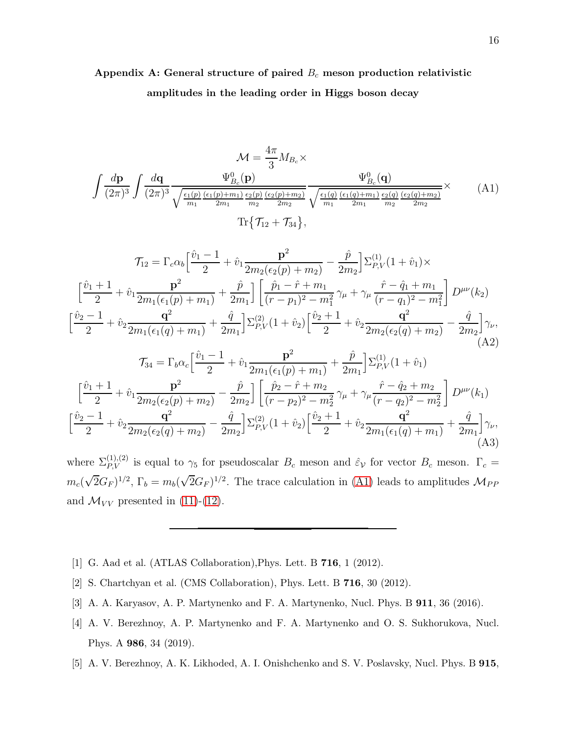## Appendix A: General structure of paired $B_c$ meson production relativistic amplitudes in the leading order in Higgs boson decay

$$
\mathcal{M} = \frac{4\pi}{3} M_{B_c} \times
$$

$$
\int \frac{d\mathbf{p}}{(2\pi)^3} \int \frac{d\mathbf{q}}{(2\pi)^3} \frac{\Psi^0_{B_c}(\mathbf{p})}{\sqrt{\frac{\epsilon_1(p)}{m_1}\frac{(\epsilon_1(p)+m_1)}{2m_1}\frac{\epsilon_2(p)}{m_2}\frac{(\epsilon_2(p)+m_2)}{2m_2}}} \frac{\Psi^0_{B_c}(\mathbf{q})}{\sqrt{\frac{\epsilon_1(q)}{m_1}\frac{(\epsilon_1(q)+m_1)}{2m_1}\frac{\epsilon_2(q)}{m_2}\frac{(\epsilon_2(q)+m_2)}{2m_2}}} \times \tag{A1}
$$

$$
\mathrm{Tr}\big\{\mathcal{T}_{12} + \mathcal{T}_{34}\big\},
$$

$$
\mathcal{T}_{12} = \Gamma_c \alpha_b \Big[\frac{\hat v_1 - 1}{2} + \hat v_1 \frac{\mathbf{p}^2}{2m_2(\epsilon_2(p)+m_2)} - \frac{\hat p}{2m_2}\Big] \Sigma^{(1)}_{P,V}(1+\hat v_1) \times
$$

$$
\Big[\frac{\hat v_1 + 1}{2} + \hat v_1 \frac{\mathbf{p}^2}{2m_1(\epsilon_1(p)+m_1)} + \frac{\hat p}{2m_1}\Big] \left[\frac{\hat p_1 - \hat r + m_1}{(r-p_1)^2 - m_1^2}\,\gamma_\mu + \gamma_\mu \frac{\hat r - \hat q_1 + m_1}{(r-q_1)^2 - m_1^2}\right] D^{\mu\nu}(k_2)
$$

$$
\Big[\frac{\hat v_2 - 1}{2} + \hat v_2 \frac{\mathbf{q}^2}{2m_1(\epsilon_1(q)+m_1)} + \frac{\hat q}{2m_1}\Big] \Sigma^{(2)}_{P,V}(1+\hat v_2) \Big[\frac{\hat v_2 + 1}{2} + \hat v_2 \frac{\mathbf{q}^2}{2m_2(\epsilon_2(q)+m_2)} - \frac{\hat q}{2m_2}\Big]\gamma_\nu, \tag{A2}
$$

$$
\mathcal{T}_{34} = \Gamma_b \alpha_c \Big[\frac{\hat v_1 - 1}{2} + \hat v_1 \frac{\mathbf{p}^2}{2m_1(\epsilon_1(p)+m_1)} + \frac{\hat p}{2m_1}\Big] \Sigma^{(1)}_{P,V}(1+\hat v_1)
$$

$$
\Big[\frac{\hat v_1 + 1}{2} + \hat v_1 \frac{\mathbf{p}^2}{2m_2(\epsilon_2(p)+m_2)} - \frac{\hat p}{2m_2}\Big] \left[\frac{\hat p_2 - \hat r + m_2}{(r-p_2)^2 - m_2^2}\,\gamma_\mu + \gamma_\mu \frac{\hat r - \hat q_2 + m_2}{(r-q_2)^2 - m_2^2}\right] D^{\mu\nu}(k_1)
$$

$$
\Big[\frac{\hat v_2 - 1}{2} + \hat v_2 \frac{\mathbf{q}^2}{2m_2(\epsilon_2(q)+m_2)} - \frac{\hat q}{2m_2}\Big] \Sigma^{(2)}_{P,V}(1+\hat v_2) \Big[\frac{\hat v_2 + 1}{2} + \hat v_2 \frac{\mathbf{q}^2}{2m_1(\epsilon_1(q)+m_1)} + \frac{\hat q}{2m_1}\Big]\gamma_\nu, \tag{A3}
$$

where $\Sigma^{(1),(2)}_{P,V}$ is equal to $\gamma_5$ for pseudoscalar $B_c$ meson and $\hat\varepsilon_{\mathcal{V}}$ for vector $B_c$ meson. $\Gamma_c = m_c(\sqrt{2}G_F)^{1/2}$, $\Gamma_b = m_b(\sqrt{2}G_F)^{1/2}$. The trace calculation in (A1) leads to amplitudes $\mathcal{M}_{PP}$ and $\mathcal{M}_{VV}$ presented in (11)-(12).

---

[1] G. Aad et al. (ATLAS Collaboration),Phys. Lett. B **716**, 1 (2012).

[2] S. Chartchyan et al. (CMS Collaboration), Phys. Lett. B **716**, 30 (2012).

[3] A. A. Karyasov, A. P. Martynenko and F. A. Martynenko, Nucl. Phys. B **911**, 36 (2016).

[4] A. V. Berezhnoy, A. P. Martynenko and F. A. Martynenko and O. S. Sukhorukova, Nucl. Phys. A **986**, 34 (2019).

[5] A. V. Berezhnoy, A. K. Likhoded, A. I. Onishchenko and S. V. Poslavsky, Nucl. Phys. B **915**,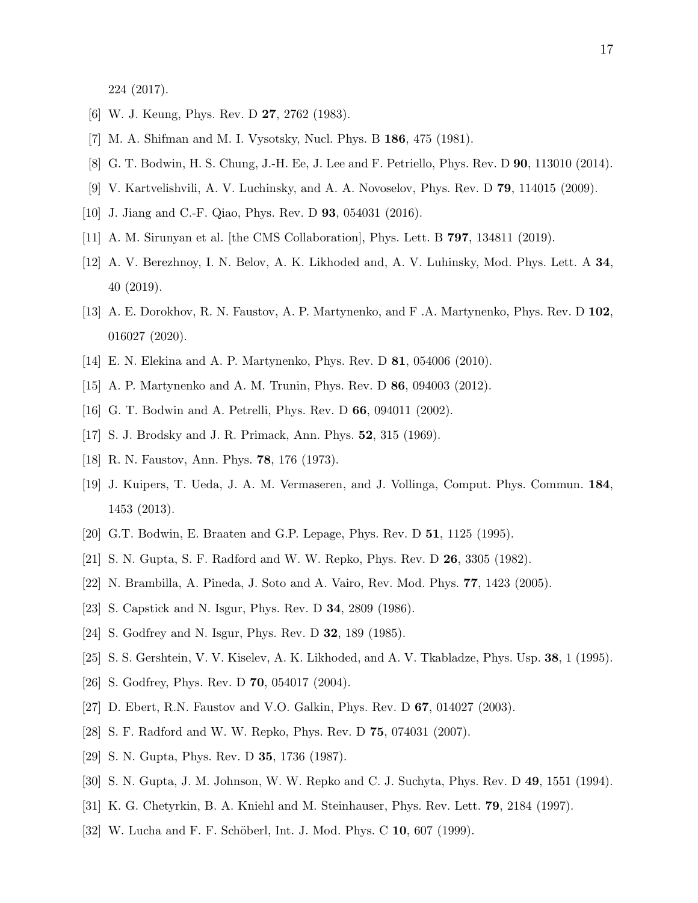224 (2017).

[6] W. J. Keung, Phys. Rev. D **27**, 2762 (1983).

[7] M. A. Shifman and M. I. Vysotsky, Nucl. Phys. B **186**, 475 (1981).

[8] G. T. Bodwin, H. S. Chung, J.-H. Ee, J. Lee and F. Petriello, Phys. Rev. D **90**, 113010 (2014).

[9] V. Kartvelishvili, A. V. Luchinsky, and A. A. Novoselov, Phys. Rev. D **79**, 114015 (2009).

[10] J. Jiang and C.-F. Qiao, Phys. Rev. D **93**, 054031 (2016).

[11] A. M. Sirunyan et al. [the CMS Collaboration], Phys. Lett. B **797**, 134811 (2019).

[12] A. V. Berezhnoy, I. N. Belov, A. K. Likhoded and, A. V. Luhinsky, Mod. Phys. Lett. A **34**, 40 (2019).

[13] A. E. Dorokhov, R. N. Faustov, A. P. Martynenko, and F .A. Martynenko, Phys. Rev. D **102**, 016027 (2020).

[14] E. N. Elekina and A. P. Martynenko, Phys. Rev. D **81**, 054006 (2010).

[15] A. P. Martynenko and A. M. Trunin, Phys. Rev. D **86**, 094003 (2012).

[16] G. T. Bodwin and A. Petrelli, Phys. Rev. D **66**, 094011 (2002).

[17] S. J. Brodsky and J. R. Primack, Ann. Phys. **52**, 315 (1969).

[18] R. N. Faustov, Ann. Phys. **78**, 176 (1973).

[19] J. Kuipers, T. Ueda, J. A. M. Vermaseren, and J. Vollinga, Comput. Phys. Commun. **184**, 1453 (2013).

[20] G.T. Bodwin, E. Braaten and G.P. Lepage, Phys. Rev. D **51**, 1125 (1995).

[21] S. N. Gupta, S. F. Radford and W. W. Repko, Phys. Rev. D **26**, 3305 (1982).

[22] N. Brambilla, A. Pineda, J. Soto and A. Vairo, Rev. Mod. Phys. **77**, 1423 (2005).

[23] S. Capstick and N. Isgur, Phys. Rev. D **34**, 2809 (1986).

[24] S. Godfrey and N. Isgur, Phys. Rev. D **32**, 189 (1985).

[25] S. S. Gershtein, V. V. Kiselev, A. K. Likhoded, and A. V. Tkabladze, Phys. Usp. **38**, 1 (1995).

[26] S. Godfrey, Phys. Rev. D **70**, 054017 (2004).

[27] D. Ebert, R.N. Faustov and V.O. Galkin, Phys. Rev. D **67**, 014027 (2003).

[28] S. F. Radford and W. W. Repko, Phys. Rev. D **75**, 074031 (2007).

[29] S. N. Gupta, Phys. Rev. D **35**, 1736 (1987).

[30] S. N. Gupta, J. M. Johnson, W. W. Repko and C. J. Suchyta, Phys. Rev. D **49**, 1551 (1994).

[31] K. G. Chetyrkin, B. A. Kniehl and M. Steinhauser, Phys. Rev. Lett. **79**, 2184 (1997).

[32] W. Lucha and F. F. Schöberl, Int. J. Mod. Phys. C **10**, 607 (1999).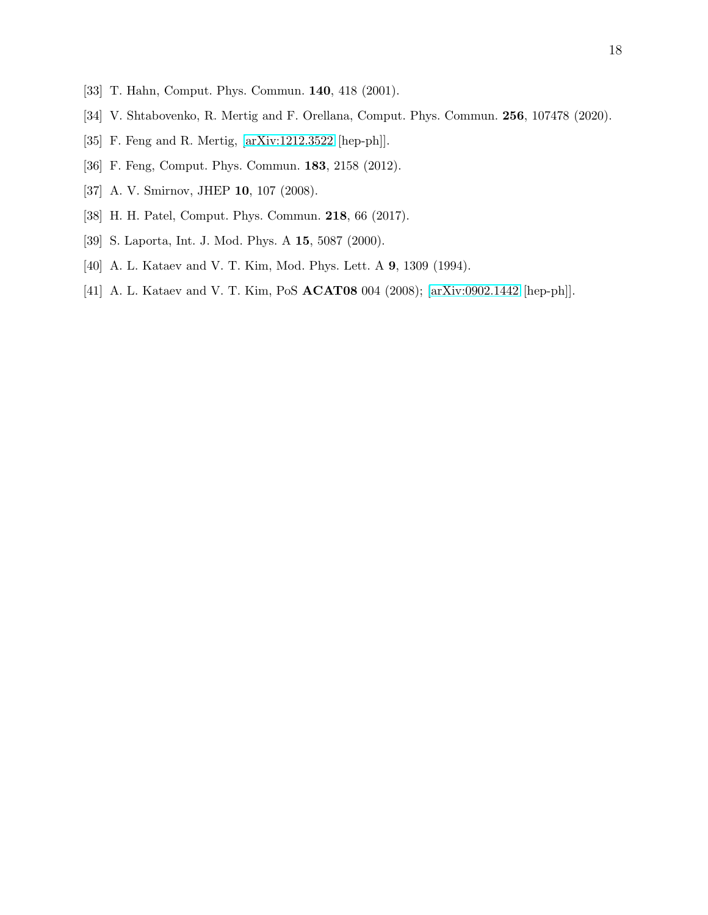[33] T. Hahn, Comput. Phys. Commun. **140**, 418 (2001).

[34] V. Shtabovenko, R. Mertig and F. Orellana, Comput. Phys. Commun. **256**, 107478 (2020).

[35] F. Feng and R. Mertig, [arXiv:1212.3522 [hep-ph]].

[36] F. Feng, Comput. Phys. Commun. **183**, 2158 (2012).

[37] A. V. Smirnov, JHEP **10**, 107 (2008).

[38] H. H. Patel, Comput. Phys. Commun. **218**, 66 (2017).

[39] S. Laporta, Int. J. Mod. Phys. A **15**, 5087 (2000).

[40] A. L. Kataev and V. T. Kim, Mod. Phys. Lett. A **9**, 1309 (1994).

[41] A. L. Kataev and V. T. Kim, PoS **ACAT08** 004 (2008); [arXiv:0902.1442 [hep-ph]].